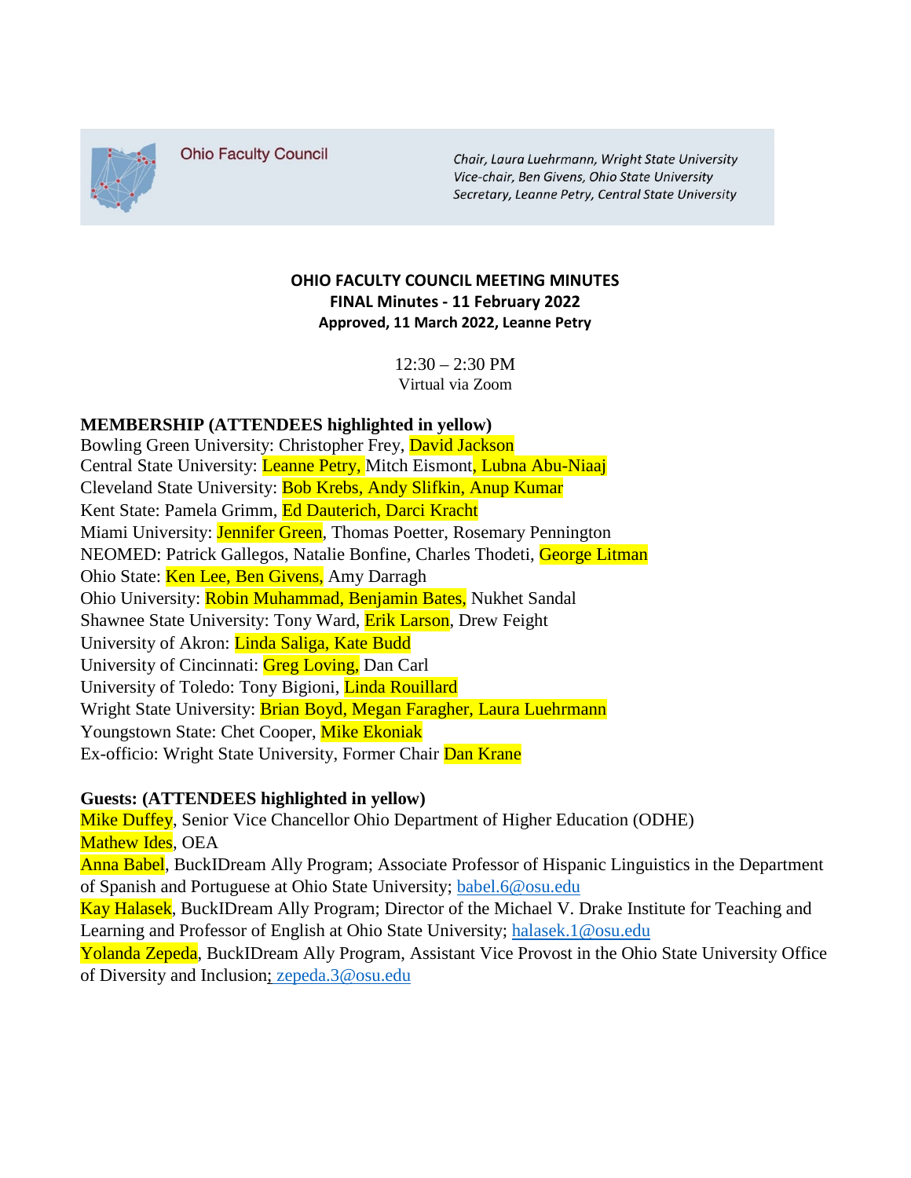Ohio Faculty Council

*Chair, Laura Luehrmann, Wright State University*
*Vice-chair, Ben Givens, Ohio State University*
*Secretary, Leanne Petry, Central State University*

**OHIO FACULTY COUNCIL MEETING MINUTES**
**FINAL Minutes - 11 February 2022**
**Approved, 11 March 2022, Leanne Petry**

12:30 – 2:30 PM
Virtual via Zoom

**MEMBERSHIP (ATTENDEES highlighted in yellow)**

Bowling Green University: Christopher Frey, David Jackson
Central State University: Leanne Petry, Mitch Eismont, Lubna Abu-Niaaj
Cleveland State University: Bob Krebs, Andy Slifkin, Anup Kumar
Kent State: Pamela Grimm, Ed Dauterich, Darci Kracht
Miami University: Jennifer Green, Thomas Poetter, Rosemary Pennington
NEOMED: Patrick Gallegos, Natalie Bonfine, Charles Thodeti, George Litman
Ohio State: Ken Lee, Ben Givens, Amy Darragh
Ohio University: Robin Muhammad, Benjamin Bates, Nukhet Sandal
Shawnee State University: Tony Ward, Erik Larson, Drew Feight
University of Akron: Linda Saliga, Kate Budd
University of Cincinnati: Greg Loving, Dan Carl
University of Toledo: Tony Bigioni, Linda Rouillard
Wright State University: Brian Boyd, Megan Faragher, Laura Luehrmann
Youngstown State: Chet Cooper, Mike Ekoniak
Ex-officio: Wright State University, Former Chair Dan Krane

**Guests: (ATTENDEES highlighted in yellow)**

Mike Duffey, Senior Vice Chancellor Ohio Department of Higher Education (ODHE)
Mathew Ides, OEA
Anna Babel, BuckIDream Ally Program; Associate Professor of Hispanic Linguistics in the Department of Spanish and Portuguese at Ohio State University; babel.6@osu.edu
Kay Halasek, BuckIDream Ally Program; Director of the Michael V. Drake Institute for Teaching and Learning and Professor of English at Ohio State University; halasek.1@osu.edu
Yolanda Zepeda, BuckIDream Ally Program, Assistant Vice Provost in the Ohio State University Office of Diversity and Inclusion; zepeda.3@osu.edu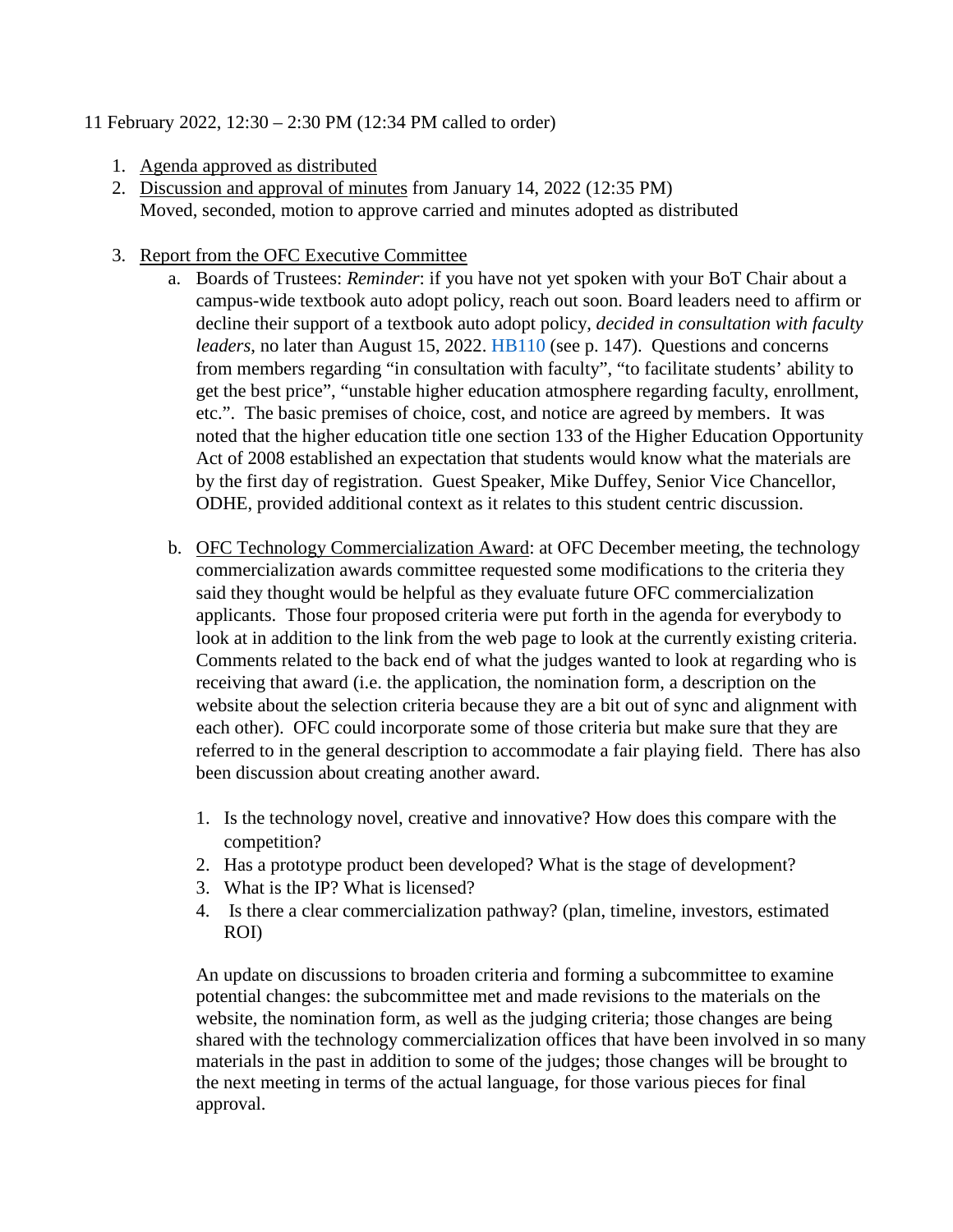11 February 2022, 12:30 – 2:30 PM (12:34 PM called to order)

1. Agenda approved as distributed
2. Discussion and approval of minutes from January 14, 2022 (12:35 PM)
   Moved, seconded, motion to approve carried and minutes adopted as distributed

3. Report from the OFC Executive Committee
   a. Boards of Trustees: *Reminder*: if you have not yet spoken with your BoT Chair about a campus-wide textbook auto adopt policy, reach out soon. Board leaders need to affirm or decline their support of a textbook auto adopt policy, *decided in consultation with faculty leaders*, no later than August 15, 2022. HB110 (see p. 147). Questions and concerns from members regarding "in consultation with faculty", "to facilitate students' ability to get the best price", "unstable higher education atmosphere regarding faculty, enrollment, etc.". The basic premises of choice, cost, and notice are agreed by members. It was noted that the higher education title one section 133 of the Higher Education Opportunity Act of 2008 established an expectation that students would know what the materials are by the first day of registration. Guest Speaker, Mike Duffey, Senior Vice Chancellor, ODHE, provided additional context as it relates to this student centric discussion.

   b. OFC Technology Commercialization Award: at OFC December meeting, the technology commercialization awards committee requested some modifications to the criteria they said they thought would be helpful as they evaluate future OFC commercialization applicants. Those four proposed criteria were put forth in the agenda for everybody to look at in addition to the link from the web page to look at the currently existing criteria. Comments related to the back end of what the judges wanted to look at regarding who is receiving that award (i.e. the application, the nomination form, a description on the website about the selection criteria because they are a bit out of sync and alignment with each other). OFC could incorporate some of those criteria but make sure that they are referred to in the general description to accommodate a fair playing field. There has also been discussion about creating another award.

      1. Is the technology novel, creative and innovative? How does this compare with the competition?
      2. Has a prototype product been developed? What is the stage of development?
      3. What is the IP? What is licensed?
      4. Is there a clear commercialization pathway? (plan, timeline, investors, estimated ROI)

      An update on discussions to broaden criteria and forming a subcommittee to examine potential changes: the subcommittee met and made revisions to the materials on the website, the nomination form, as well as the judging criteria; those changes are being shared with the technology commercialization offices that have been involved in so many materials in the past in addition to some of the judges; those changes will be brought to the next meeting in terms of the actual language, for those various pieces for final approval.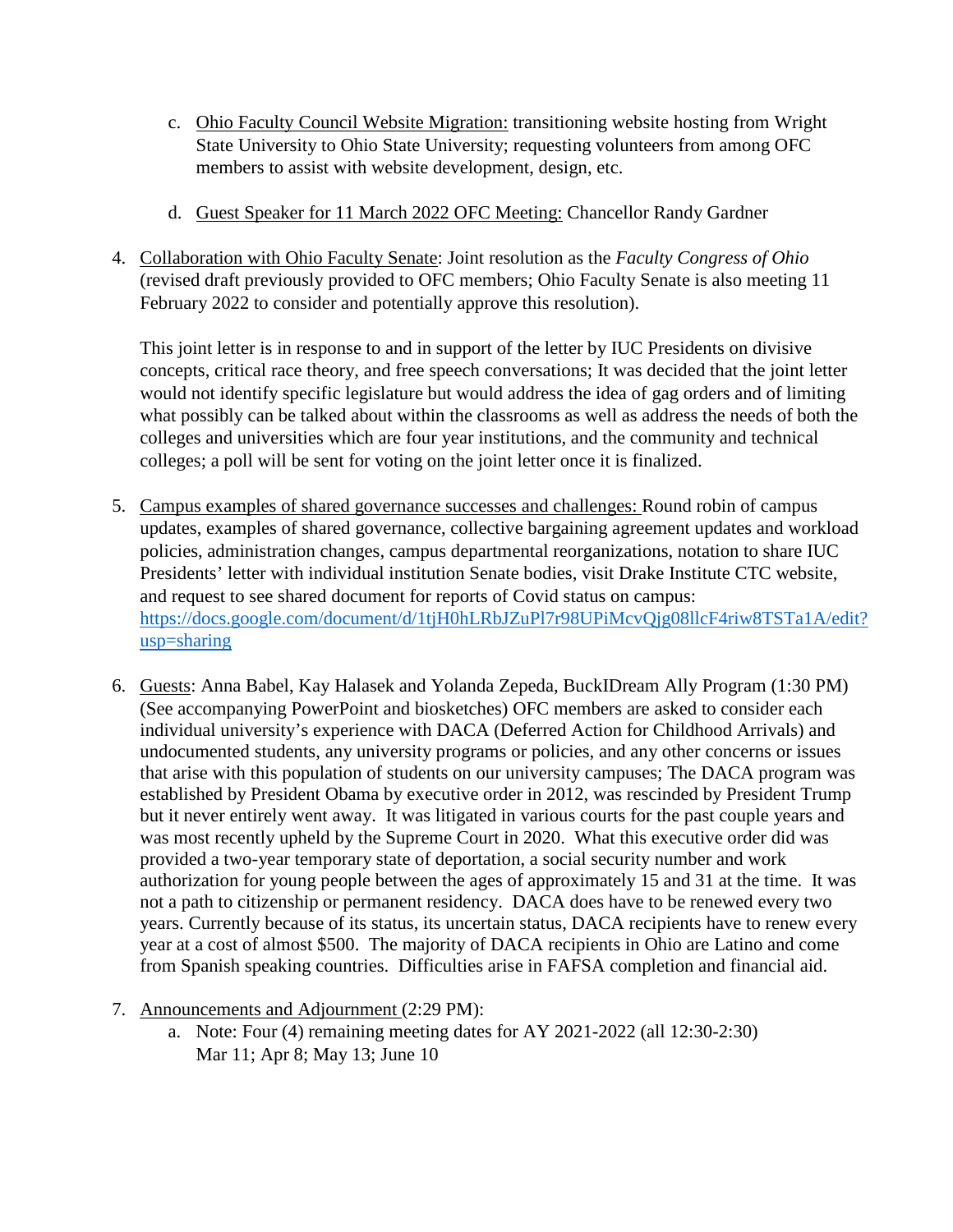c. Ohio Faculty Council Website Migration: transitioning website hosting from Wright State University to Ohio State University; requesting volunteers from among OFC members to assist with website development, design, etc.

d. Guest Speaker for 11 March 2022 OFC Meeting: Chancellor Randy Gardner

4. Collaboration with Ohio Faculty Senate: Joint resolution as the *Faculty Congress of Ohio* (revised draft previously provided to OFC members; Ohio Faculty Senate is also meeting 11 February 2022 to consider and potentially approve this resolution).

   This joint letter is in response to and in support of the letter by IUC Presidents on divisive concepts, critical race theory, and free speech conversations; It was decided that the joint letter would not identify specific legislature but would address the idea of gag orders and of limiting what possibly can be talked about within the classrooms as well as address the needs of both the colleges and universities which are four year institutions, and the community and technical colleges; a poll will be sent for voting on the joint letter once it is finalized.

5. Campus examples of shared governance successes and challenges: Round robin of campus updates, examples of shared governance, collective bargaining agreement updates and workload policies, administration changes, campus departmental reorganizations, notation to share IUC Presidents' letter with individual institution Senate bodies, visit Drake Institute CTC website, and request to see shared document for reports of Covid status on campus: https://docs.google.com/document/d/1tjH0hLRbJZuPl7r98UPiMcvQjg08llcF4riw8TSTa1A/edit?usp=sharing

6. Guests: Anna Babel, Kay Halasek and Yolanda Zepeda, BuckIDream Ally Program (1:30 PM) (See accompanying PowerPoint and biosketches) OFC members are asked to consider each individual university's experience with DACA (Deferred Action for Childhood Arrivals) and undocumented students, any university programs or policies, and any other concerns or issues that arise with this population of students on our university campuses; The DACA program was established by President Obama by executive order in 2012, was rescinded by President Trump but it never entirely went away. It was litigated in various courts for the past couple years and was most recently upheld by the Supreme Court in 2020. What this executive order did was provided a two-year temporary state of deportation, a social security number and work authorization for young people between the ages of approximately 15 and 31 at the time. It was not a path to citizenship or permanent residency. DACA does have to be renewed every two years. Currently because of its status, its uncertain status, DACA recipients have to renew every year at a cost of almost $500. The majority of DACA recipients in Ohio are Latino and come from Spanish speaking countries. Difficulties arise in FAFSA completion and financial aid.

7. Announcements and Adjournment (2:29 PM):

   a. Note: Four (4) remaining meeting dates for AY 2021-2022 (all 12:30-2:30) Mar 11; Apr 8; May 13; June 10